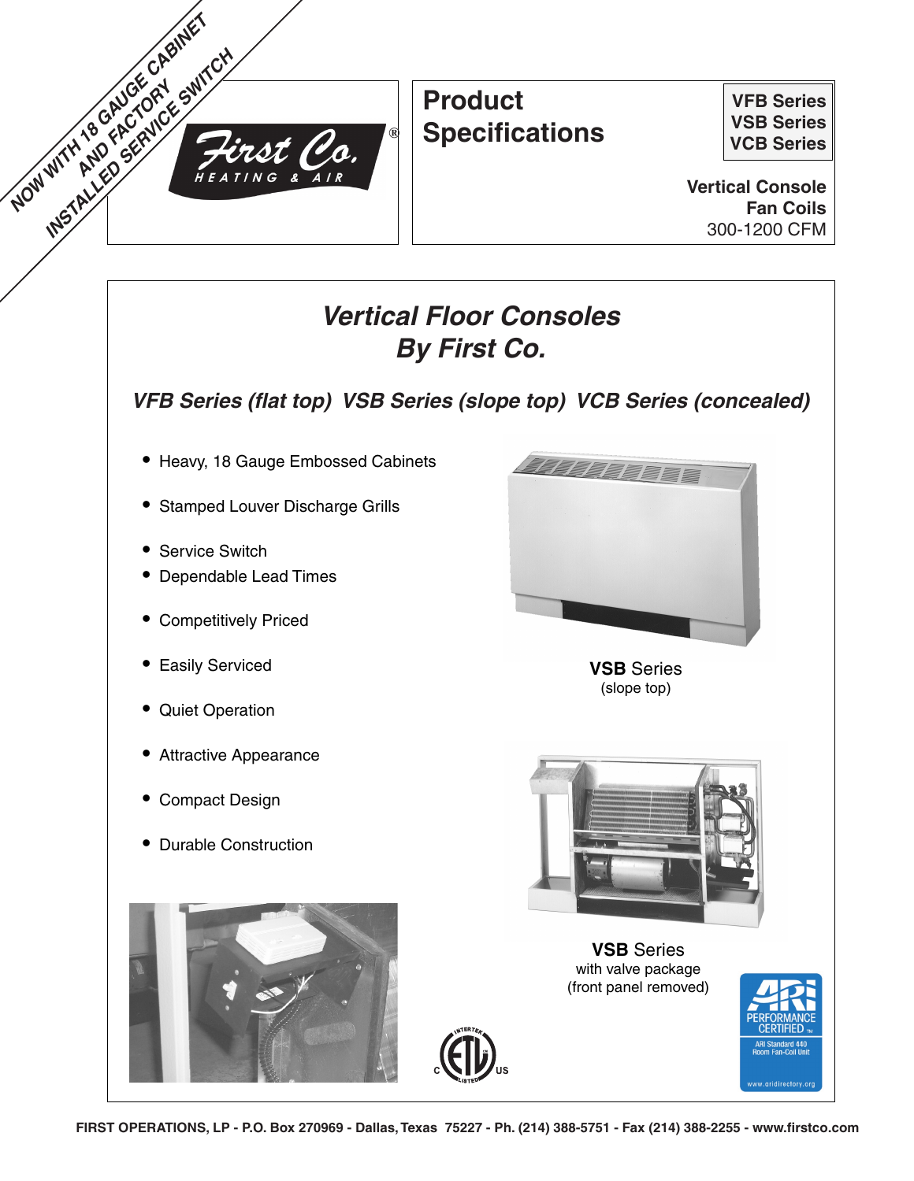NOW WITH 18 GAUGE CABINET AND FACTORY INSTALLED SERVICE SWITCH

First Co.® HEATING & AIR

# Product Specifications

**VFB Series**
**VSB Series**
**VCB Series**

**Vertical Console Fan Coils**
300-1200 CFM

## *Vertical Floor Consoles By First Co.*

### *VFB Series (flat top) VSB Series (slope top) VCB Series (concealed)*

- Heavy, 18 Gauge Embossed Cabinets
- Stamped Louver Discharge Grills
- Service Switch
- Dependable Lead Times
- Competitively Priced
- Easily Serviced
- Quiet Operation
- Attractive Appearance
- Compact Design
- Durable Construction

**VSB** Series
(slope top)

**VSB** Series
with valve package
(front panel removed)

ARI PERFORMANCE CERTIFIED™ ARI Standard 440 Room Fan-Coil Unit www.aridirectory.org

FIRST OPERATIONS, LP - P.O. Box 270969 - Dallas, Texas 75227 - Ph. (214) 388-5751 - Fax (214) 388-2255 - www.firstco.com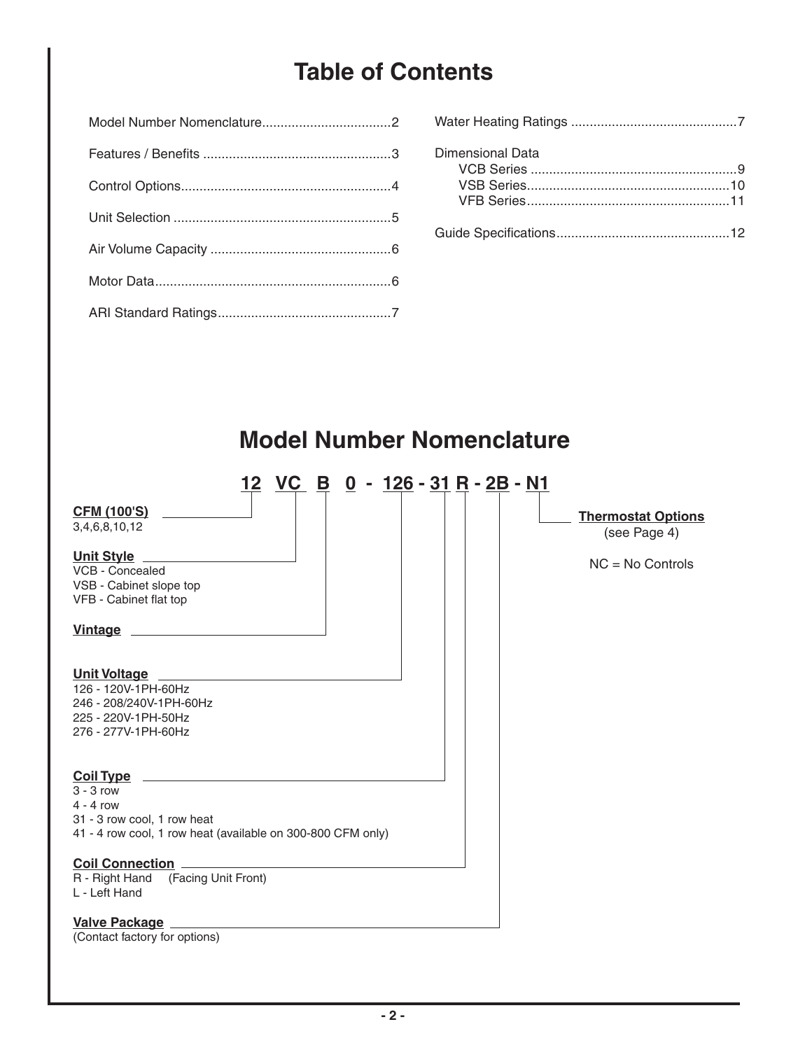# Table of Contents

Model Number Nomenclature..................................2

Features / Benefits ..................................................3

Control Options........................................................4

Unit Selection ..........................................................5

Air Volume Capacity ................................................6

Motor Data...............................................................6

ARI Standard Ratings..............................................7

Water Heating Ratings ............................................7

Dimensional Data
- VCB Series .......................................................9
- VSB Series......................................................10
- VFB Series......................................................11

Guide Specifications..............................................12

# Model Number Nomenclature

**12 VC B 0 - 126 - 31 R - 2B - N1**

**CFM (100'S)**
3,4,6,8,10,12

**Unit Style**
VCB - Concealed
VSB - Cabinet slope top
VFB - Cabinet flat top

**Vintage**

**Unit Voltage**
126 - 120V-1PH-60Hz
246 - 208/240V-1PH-60Hz
225 - 220V-1PH-50Hz
276 - 277V-1PH-60Hz

**Coil Type**
3 - 3 row
4 - 4 row
31 - 3 row cool, 1 row heat
41 - 4 row cool, 1 row heat (available on 300-800 CFM only)

**Coil Connection**
R - Right Hand (Facing Unit Front)
L - Left Hand

**Valve Package**
(Contact factory for options)

**Thermostat Options**
(see Page 4)

NC = No Controls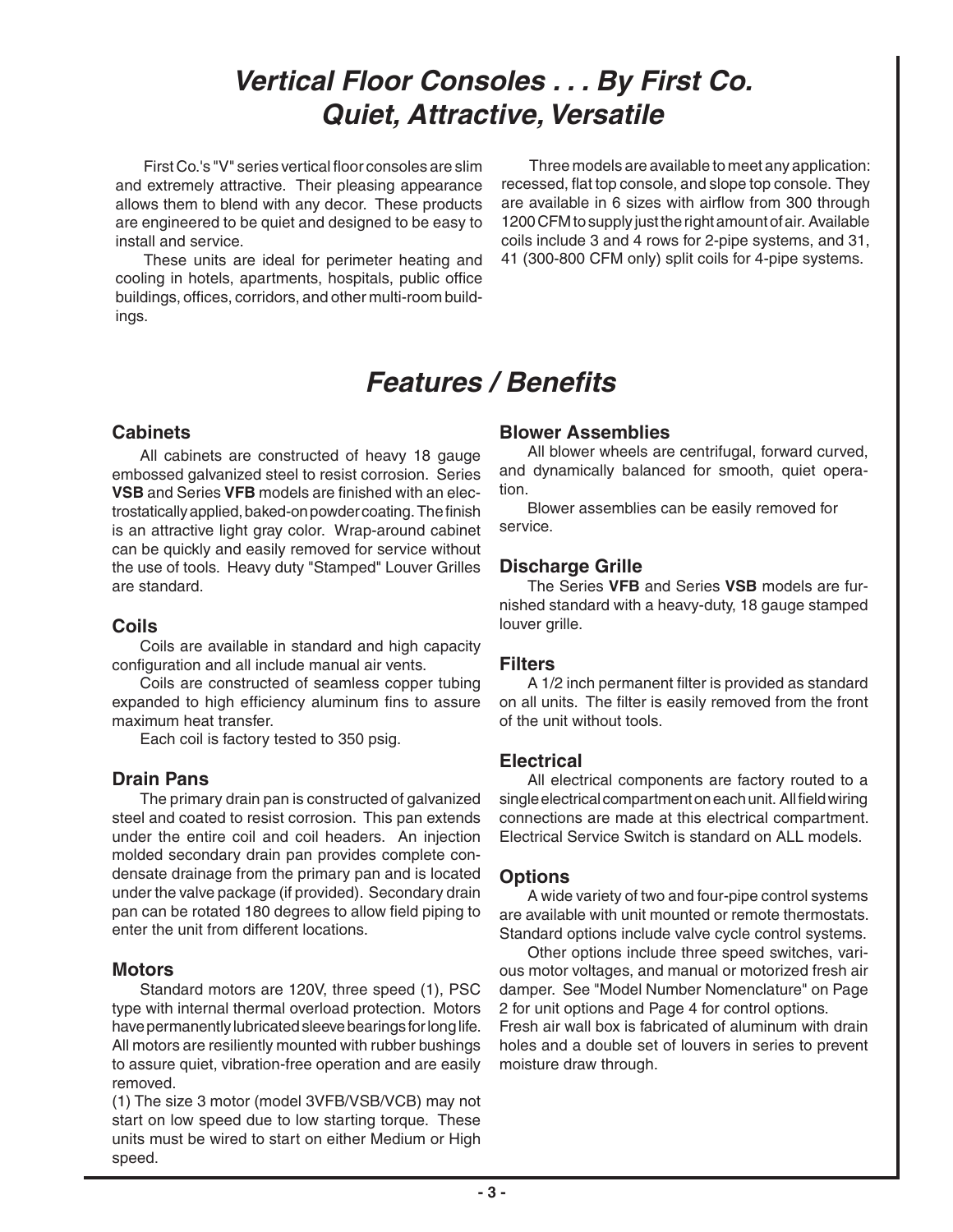# Vertical Floor Consoles . . . By First Co.
# Quiet, Attractive, Versatile

First Co.'s "V" series vertical floor consoles are slim and extremely attractive. Their pleasing appearance allows them to blend with any decor. These products are engineered to be quiet and designed to be easy to install and service.

These units are ideal for perimeter heating and cooling in hotels, apartments, hospitals, public office buildings, offices, corridors, and other multi-room buildings.

Three models are available to meet any application: recessed, flat top console, and slope top console. They are available in 6 sizes with airflow from 300 through 1200 CFM to supply just the right amount of air. Available coils include 3 and 4 rows for 2-pipe systems, and 31, 41 (300-800 CFM only) split coils for 4-pipe systems.

# Features / Benefits

### Cabinets

All cabinets are constructed of heavy 18 gauge embossed galvanized steel to resist corrosion. Series **VSB** and Series **VFB** models are finished with an electrostatically applied, baked-on powder coating. The finish is an attractive light gray color. Wrap-around cabinet can be quickly and easily removed for service without the use of tools. Heavy duty "Stamped" Louver Grilles are standard.

### Coils

Coils are available in standard and high capacity configuration and all include manual air vents.

Coils are constructed of seamless copper tubing expanded to high efficiency aluminum fins to assure maximum heat transfer.

Each coil is factory tested to 350 psig.

### Drain Pans

The primary drain pan is constructed of galvanized steel and coated to resist corrosion. This pan extends under the entire coil and coil headers. An injection molded secondary drain pan provides complete condensate drainage from the primary pan and is located under the valve package (if provided). Secondary drain pan can be rotated 180 degrees to allow field piping to enter the unit from different locations.

### Motors

Standard motors are 120V, three speed (1), PSC type with internal thermal overload protection. Motors have permanently lubricated sleeve bearings for long life. All motors are resiliently mounted with rubber bushings to assure quiet, vibration-free operation and are easily removed.

(1) The size 3 motor (model 3VFB/VSB/VCB) may not start on low speed due to low starting torque. These units must be wired to start on either Medium or High speed.

### Blower Assemblies

All blower wheels are centrifugal, forward curved, and dynamically balanced for smooth, quiet operation.

Blower assemblies can be easily removed for service.

### Discharge Grille

The Series **VFB** and Series **VSB** models are furnished standard with a heavy-duty, 18 gauge stamped louver grille.

### Filters

A 1/2 inch permanent filter is provided as standard on all units. The filter is easily removed from the front of the unit without tools.

### Electrical

All electrical components are factory routed to a single electrical compartment on each unit. All field wiring connections are made at this electrical compartment. Electrical Service Switch is standard on ALL models.

### Options

A wide variety of two and four-pipe control systems are available with unit mounted or remote thermostats. Standard options include valve cycle control systems.

Other options include three speed switches, various motor voltages, and manual or motorized fresh air damper. See "Model Number Nomenclature" on Page 2 for unit options and Page 4 for control options.

Fresh air wall box is fabricated of aluminum with drain holes and a double set of louvers in series to prevent moisture draw through.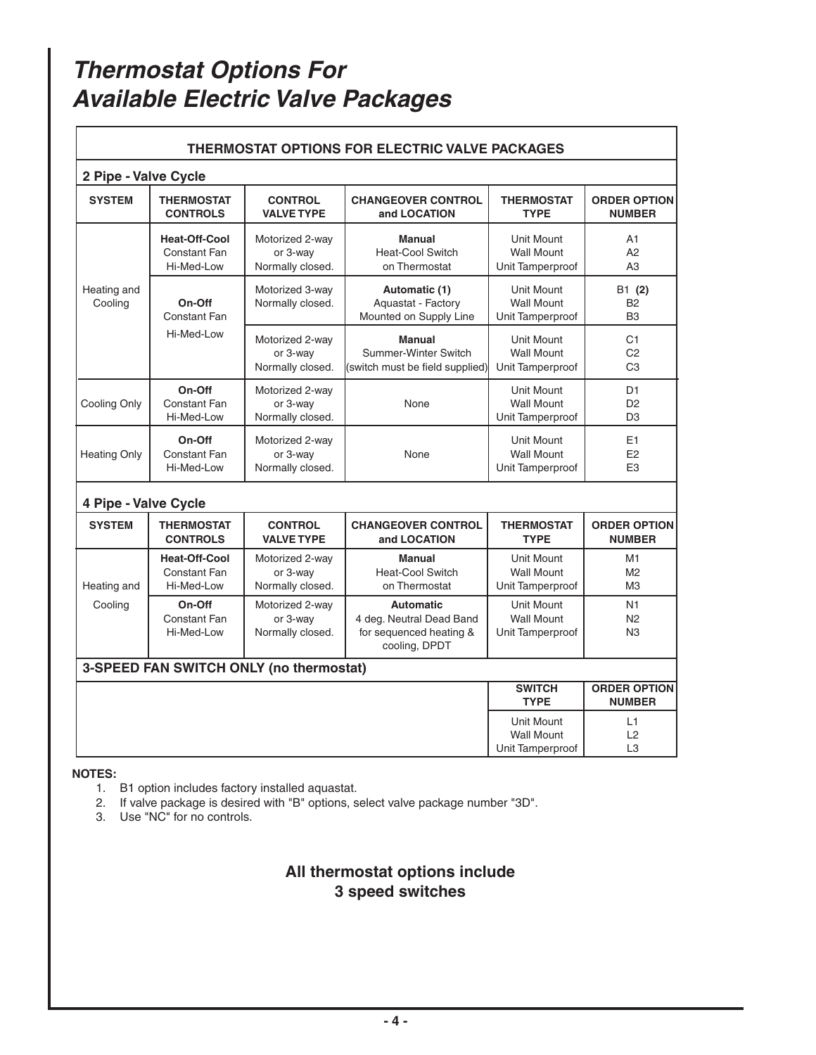# *Thermostat Options For Available Electric Valve Packages*

**THERMOSTAT OPTIONS FOR ELECTRIC VALVE PACKAGES**

**2 Pipe - Valve Cycle**

| SYSTEM | THERMOSTAT CONTROLS | CONTROL VALVE TYPE | CHANGEOVER CONTROL and LOCATION | THERMOSTAT TYPE | ORDER OPTION NUMBER |
|---|---|---|---|---|---|
| Heating and Cooling | **Heat-Off-Cool** Constant Fan Hi-Med-Low | Motorized 2-way or 3-way Normally closed. | **Manual** Heat-Cool Switch on Thermostat | Unit Mount Wall Mount Unit Tamperproof | A1 A2 A3 |
| | **On-Off** Constant Fan Hi-Med-Low | Motorized 3-way Normally closed. | **Automatic (1)** Aquastat - Factory Mounted on Supply Line | Unit Mount Wall Mount Unit Tamperproof | B1 **(2)** B2 B3 |
| | | Motorized 2-way or 3-way Normally closed. | **Manual** Summer-Winter Switch (switch must be field supplied) | Unit Mount Wall Mount Unit Tamperproof | C1 C2 C3 |
| Cooling Only | **On-Off** Constant Fan Hi-Med-Low | Motorized 2-way or 3-way Normally closed. | None | Unit Mount Wall Mount Unit Tamperproof | D1 D2 D3 |
| Heating Only | **On-Off** Constant Fan Hi-Med-Low | Motorized 2-way or 3-way Normally closed. | None | Unit Mount Wall Mount Unit Tamperproof | E1 E2 E3 |

**4 Pipe - Valve Cycle**

| SYSTEM | THERMOSTAT CONTROLS | CONTROL VALVE TYPE | CHANGEOVER CONTROL and LOCATION | THERMOSTAT TYPE | ORDER OPTION NUMBER |
|---|---|---|---|---|---|
| Heating and Cooling | **Heat-Off-Cool** Constant Fan Hi-Med-Low | Motorized 2-way or 3-way Normally closed. | **Manual** Heat-Cool Switch on Thermostat | Unit Mount Wall Mount Unit Tamperproof | M1 M2 M3 |
| | **On-Off** Constant Fan Hi-Med-Low | Motorized 2-way or 3-way Normally closed. | **Automatic** 4 deg. Neutral Dead Band for sequenced heating & cooling, DPDT | Unit Mount Wall Mount Unit Tamperproof | N1 N2 N3 |

**3-SPEED FAN SWITCH ONLY (no thermostat)**

| SWITCH TYPE | ORDER OPTION NUMBER |
|---|---|
| Unit Mount Wall Mount Unit Tamperproof | L1 L2 L3 |

**NOTES:**

1. B1 option includes factory installed aquastat.
2. If valve package is desired with "B" options, select valve package number "3D".
3. Use "NC" for no controls.

**All thermostat options include 3 speed switches**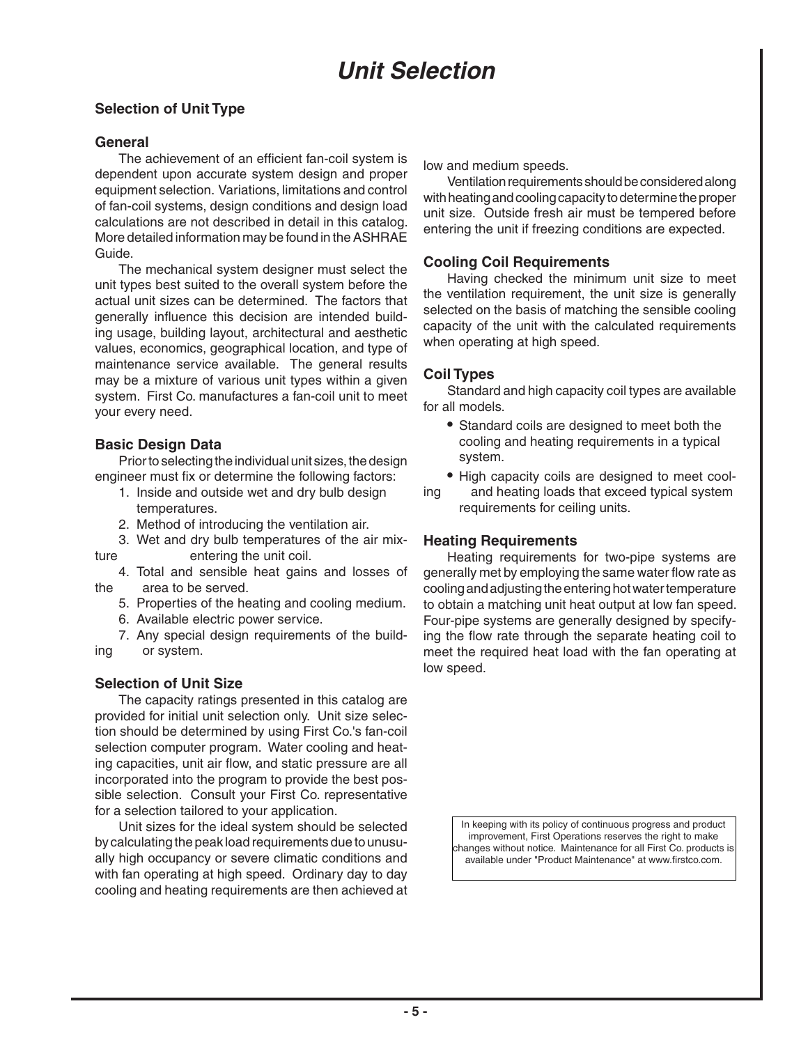# Unit Selection

## Selection of Unit Type

### General

The achievement of an efficient fan-coil system is dependent upon accurate system design and proper equipment selection. Variations, limitations and control of fan-coil systems, design conditions and design load calculations are not described in detail in this catalog. More detailed information may be found in the ASHRAE Guide.

The mechanical system designer must select the unit types best suited to the overall system before the actual unit sizes can be determined. The factors that generally influence this decision are intended building usage, building layout, architectural and aesthetic values, economics, geographical location, and type of maintenance service available. The general results may be a mixture of various unit types within a given system. First Co. manufactures a fan-coil unit to meet your every need.

### Basic Design Data

Prior to selecting the individual unit sizes, the design engineer must fix or determine the following factors:

1. Inside and outside wet and dry bulb design temperatures.
2. Method of introducing the ventilation air.
3. Wet and dry bulb temperatures of the air mixture entering the unit coil.
4. Total and sensible heat gains and losses of the area to be served.
5. Properties of the heating and cooling medium.
6. Available electric power service.
7. Any special design requirements of the building or system.

### Selection of Unit Size

The capacity ratings presented in this catalog are provided for initial unit selection only. Unit size selection should be determined by using First Co.'s fan-coil selection computer program. Water cooling and heating capacities, unit air flow, and static pressure are all incorporated into the program to provide the best possible selection. Consult your First Co. representative for a selection tailored to your application.

Unit sizes for the ideal system should be selected by calculating the peak load requirements due to unusually high occupancy or severe climatic conditions and with fan operating at high speed. Ordinary day to day cooling and heating requirements are then achieved at low and medium speeds.

Ventilation requirements should be considered along with heating and cooling capacity to determine the proper unit size. Outside fresh air must be tempered before entering the unit if freezing conditions are expected.

### Cooling Coil Requirements

Having checked the minimum unit size to meet the ventilation requirement, the unit size is generally selected on the basis of matching the sensible cooling capacity of the unit with the calculated requirements when operating at high speed.

### Coil Types

Standard and high capacity coil types are available for all models.

- Standard coils are designed to meet both the cooling and heating requirements in a typical system.
- High capacity coils are designed to meet cooling and heating loads that exceed typical system requirements for ceiling units.

### Heating Requirements

Heating requirements for two-pipe systems are generally met by employing the same water flow rate as cooling and adjusting the entering hot water temperature to obtain a matching unit heat output at low fan speed. Four-pipe systems are generally designed by specifying the flow rate through the separate heating coil to meet the required heat load with the fan operating at low speed.

In keeping with its policy of continuous progress and product improvement, First Operations reserves the right to make changes without notice. Maintenance for all First Co. products is available under "Product Maintenance" at www.firstco.com.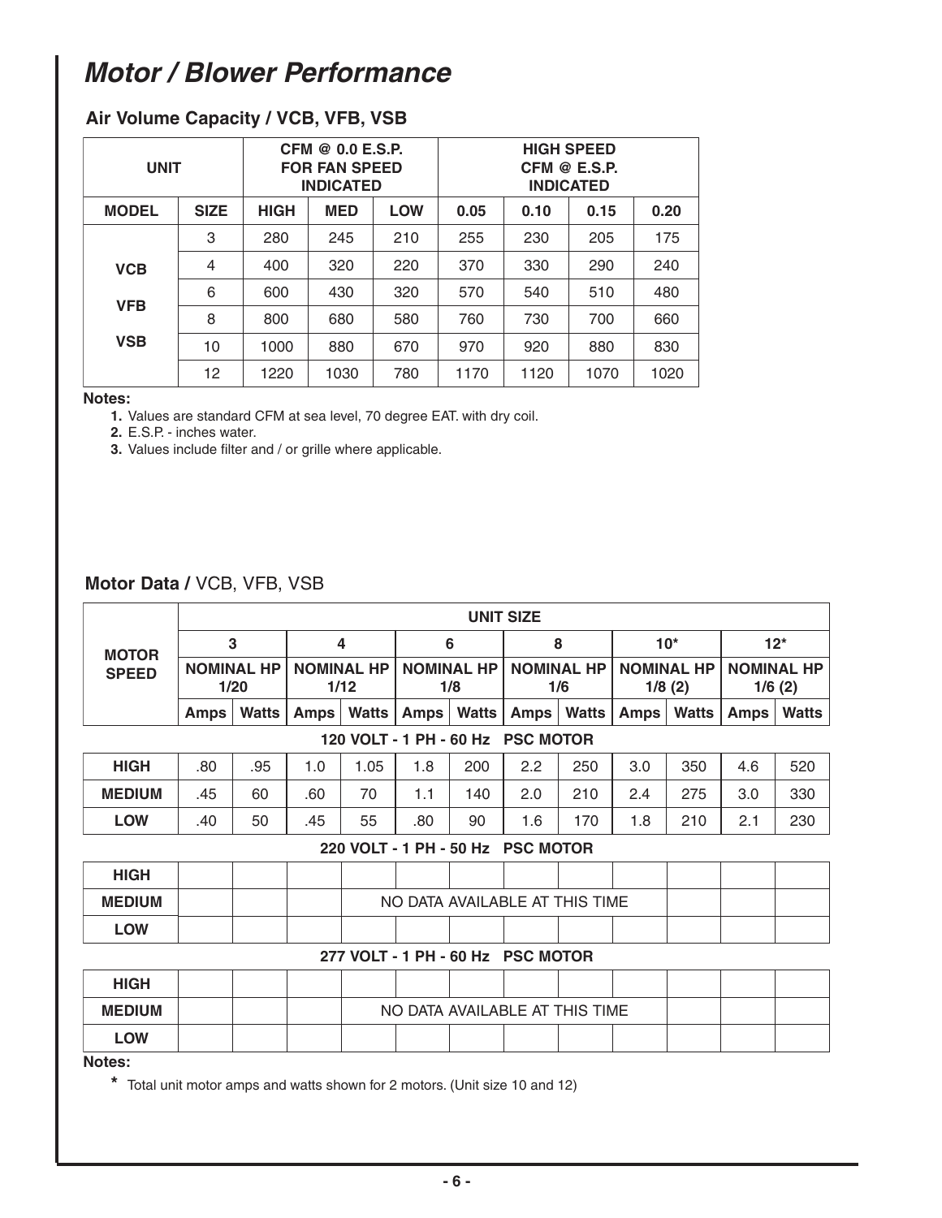# Motor / Blower Performance

## Air Volume Capacity / VCB, VFB, VSB

| UNIT | | CFM @ 0.0 E.S.P. FOR FAN SPEED INDICATED | | | HIGH SPEED CFM @ E.S.P. INDICATED | | | |
|---|---|---|---|---|---|---|---|---|
| MODEL | SIZE | HIGH | MED | LOW | 0.05 | 0.10 | 0.15 | 0.20 |
| VCB VFB VSB | 3 | 280 | 245 | 210 | 255 | 230 | 205 | 175 |
| | 4 | 400 | 320 | 220 | 370 | 330 | 290 | 240 |
| | 6 | 600 | 430 | 320 | 570 | 540 | 510 | 480 |
| | 8 | 800 | 680 | 580 | 760 | 730 | 700 | 660 |
| | 10 | 1000 | 880 | 670 | 970 | 920 | 880 | 830 |
| | 12 | 1220 | 1030 | 780 | 1170 | 1120 | 1070 | 1020 |

**Notes:**

1. Values are standard CFM at sea level, 70 degree EAT. with dry coil.
2. E.S.P. - inches water.
3. Values include filter and / or grille where applicable.

## Motor Data / VCB, VFB, VSB

| MOTOR SPEED | UNIT SIZE | | | | | | | | | | | |
|---|---|---|---|---|---|---|---|---|---|---|---|---|
| | 3 | | 4 | | 6 | | 8 | | 10* | | 12* | |
| | NOMINAL HP 1/20 | | NOMINAL HP 1/12 | | NOMINAL HP 1/8 | | NOMINAL HP 1/6 | | NOMINAL HP 1/8 (2) | | NOMINAL HP 1/6 (2) | |
| | Amps | Watts | Amps | Watts | Amps | Watts | Amps | Watts | Amps | Watts | Amps | Watts |
| **120 VOLT - 1 PH - 60 Hz PSC MOTOR** | | | | | | | | | | | | |
| HIGH | .80 | .95 | 1.0 | 1.05 | 1.8 | 200 | 2.2 | 250 | 3.0 | 350 | 4.6 | 520 |
| MEDIUM | .45 | 60 | .60 | 70 | 1.1 | 140 | 2.0 | 210 | 2.4 | 275 | 3.0 | 330 |
| LOW | .40 | 50 | .45 | 55 | .80 | 90 | 1.6 | 170 | 1.8 | 210 | 2.1 | 230 |
| **220 VOLT - 1 PH - 50 Hz PSC MOTOR** | | | | | | | | | | | | |
| HIGH | | | | | | | | | | | | |
| MEDIUM | NO DATA AVAILABLE AT THIS TIME | | | | | | | | | | | |
| LOW | | | | | | | | | | | | |
| **277 VOLT - 1 PH - 60 Hz PSC MOTOR** | | | | | | | | | | | | |
| HIGH | | | | | | | | | | | | |
| MEDIUM | NO DATA AVAILABLE AT THIS TIME | | | | | | | | | | | |
| LOW | | | | | | | | | | | | |

**Notes:**

* Total unit motor amps and watts shown for 2 motors. (Unit size 10 and 12)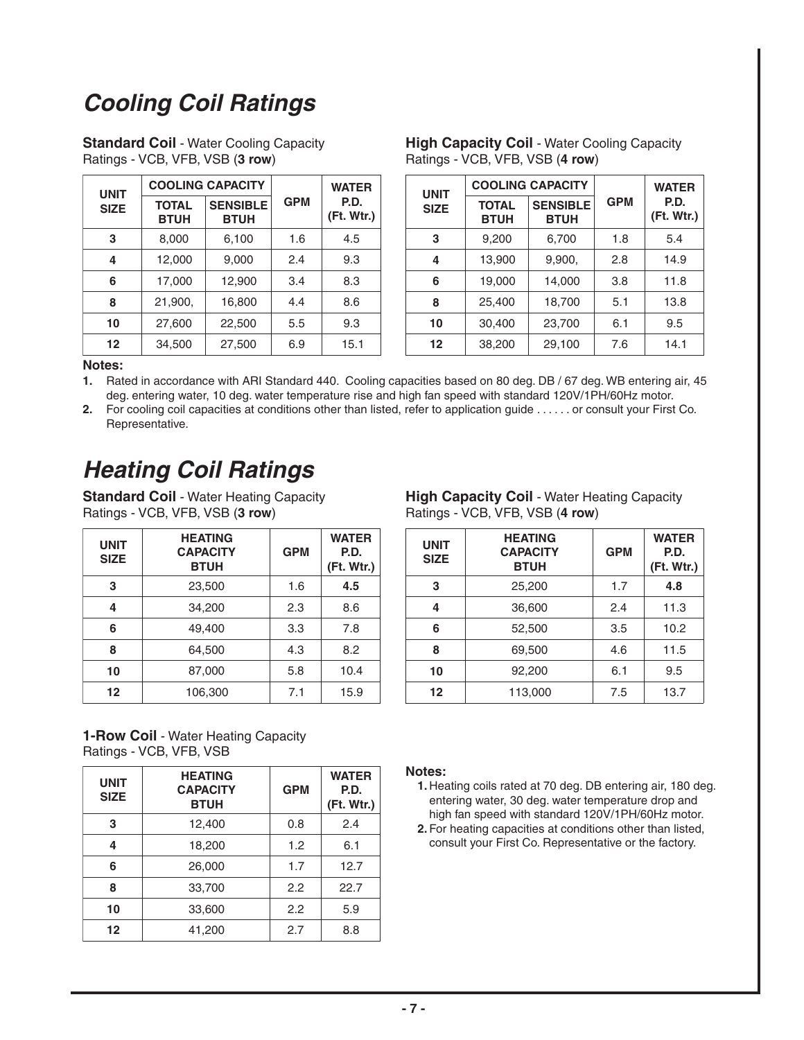# *Cooling Coil Ratings*

**Standard Coil** - Water Cooling Capacity Ratings - VCB, VFB, VSB (**3 row**)

| UNIT SIZE | COOLING CAPACITY | | GPM | WATER P.D. (Ft. Wtr.) |
|---|---|---|---|---|
| | TOTAL BTUH | SENSIBLE BTUH | | |
| **3** | 8,000 | 6,100 | 1.6 | 4.5 |
| **4** | 12,000 | 9,000 | 2.4 | 9.3 |
| **6** | 17,000 | 12,900 | 3.4 | 8.3 |
| **8** | 21,900, | 16,800 | 4.4 | 8.6 |
| **10** | 27,600 | 22,500 | 5.5 | 9.3 |
| **12** | 34,500 | 27,500 | 6.9 | 15.1 |

**High Capacity Coil** - Water Cooling Capacity Ratings - VCB, VFB, VSB (**4 row**)

| UNIT SIZE | COOLING CAPACITY | | GPM | WATER P.D. (Ft. Wtr.) |
|---|---|---|---|---|
| | TOTAL BTUH | SENSIBLE BTUH | | |
| **3** | 9,200 | 6,700 | 1.8 | 5.4 |
| **4** | 13,900 | 9,900, | 2.8 | 14.9 |
| **6** | 19,000 | 14,000 | 3.8 | 11.8 |
| **8** | 25,400 | 18,700 | 5.1 | 13.8 |
| **10** | 30,400 | 23,700 | 6.1 | 9.5 |
| **12** | 38,200 | 29,100 | 7.6 | 14.1 |

**Notes:**

1. Rated in accordance with ARI Standard 440. Cooling capacities based on 80 deg. DB / 67 deg. WB entering air, 45 deg. entering water, 10 deg. water temperature rise and high fan speed with standard 120V/1PH/60Hz motor.
2. For cooling coil capacities at conditions other than listed, refer to application guide . . . . . . or consult your First Co. Representative.

# *Heating Coil Ratings*

**Standard Coil** - Water Heating Capacity Ratings - VCB, VFB, VSB (**3 row**)

| UNIT SIZE | HEATING CAPACITY BTUH | GPM | WATER P.D. (Ft. Wtr.) |
|---|---|---|---|
| **3** | 23,500 | 1.6 | **4.5** |
| **4** | 34,200 | 2.3 | 8.6 |
| **6** | 49,400 | 3.3 | 7.8 |
| **8** | 64,500 | 4.3 | 8.2 |
| **10** | 87,000 | 5.8 | 10.4 |
| **12** | 106,300 | 7.1 | 15.9 |

**High Capacity Coil** - Water Heating Capacity Ratings - VCB, VFB, VSB (**4 row**)

| UNIT SIZE | HEATING CAPACITY BTUH | GPM | WATER P.D. (Ft. Wtr.) |
|---|---|---|---|
| **3** | 25,200 | 1.7 | **4.8** |
| **4** | 36,600 | 2.4 | 11.3 |
| **6** | 52,500 | 3.5 | 10.2 |
| **8** | 69,500 | 4.6 | 11.5 |
| **10** | 92,200 | 6.1 | 9.5 |
| **12** | 113,000 | 7.5 | 13.7 |

**1-Row Coil** - Water Heating Capacity Ratings - VCB, VFB, VSB

| UNIT SIZE | HEATING CAPACITY BTUH | GPM | WATER P.D. (Ft. Wtr.) |
|---|---|---|---|
| **3** | 12,400 | 0.8 | 2.4 |
| **4** | 18,200 | 1.2 | 6.1 |
| **6** | 26,000 | 1.7 | 12.7 |
| **8** | 33,700 | 2.2 | 22.7 |
| **10** | 33,600 | 2.2 | 5.9 |
| **12** | 41,200 | 2.7 | 8.8 |

**Notes:**

1. Heating coils rated at 70 deg. DB entering air, 180 deg. entering water, 30 deg. water temperature drop and high fan speed with standard 120V/1PH/60Hz motor.
2. For heating capacities at conditions other than listed, consult your First Co. Representative or the factory.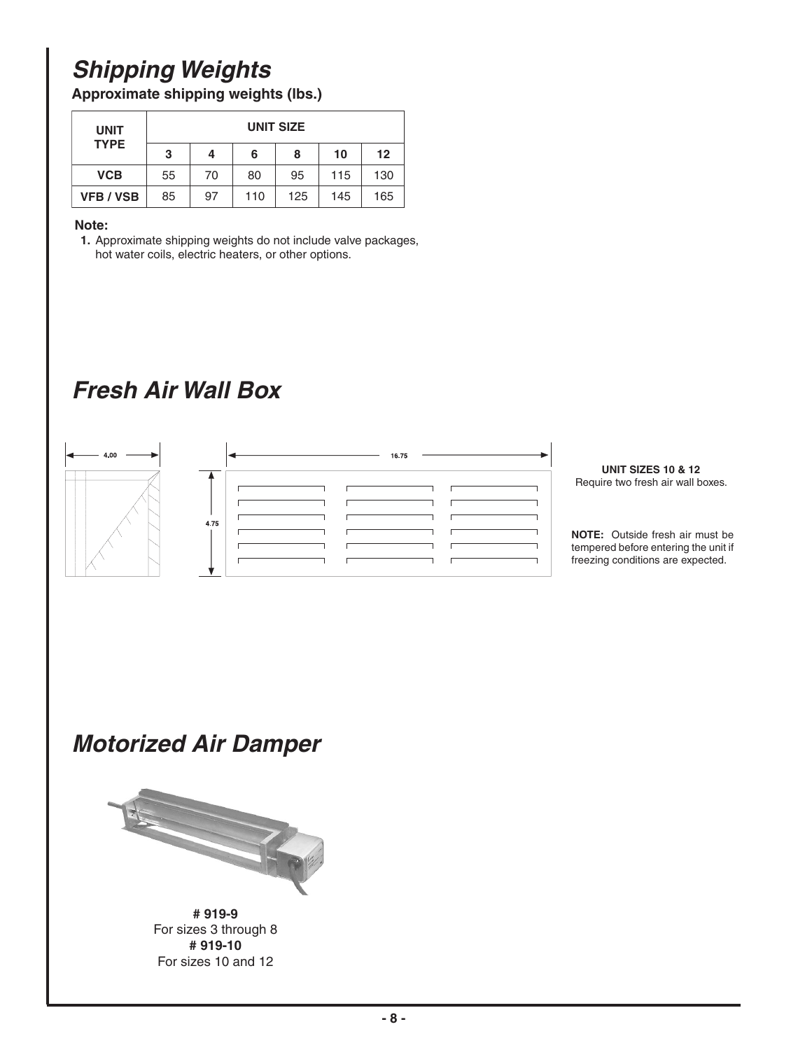## *Shipping Weights*

**Approximate shipping weights (lbs.)**

| UNIT TYPE | UNIT SIZE | | | | | |
|---|---|---|---|---|---|---|
| | **3** | **4** | **6** | **8** | **10** | **12** |
| **VCB** | 55 | 70 | 80 | 95 | 115 | 130 |
| **VFB / VSB** | 85 | 97 | 110 | 125 | 145 | 165 |

**Note:**

**1.** Approximate shipping weights do not include valve packages, hot water coils, electric heaters, or other options.

## *Fresh Air Wall Box*

4.00

16.75

4.75

**UNIT SIZES 10 & 12**
Require two fresh air wall boxes.

**NOTE:** Outside fresh air must be tempered before entering the unit if freezing conditions are expected.

## *Motorized Air Damper*

**# 919-9**
For sizes 3 through 8
**# 919-10**
For sizes 10 and 12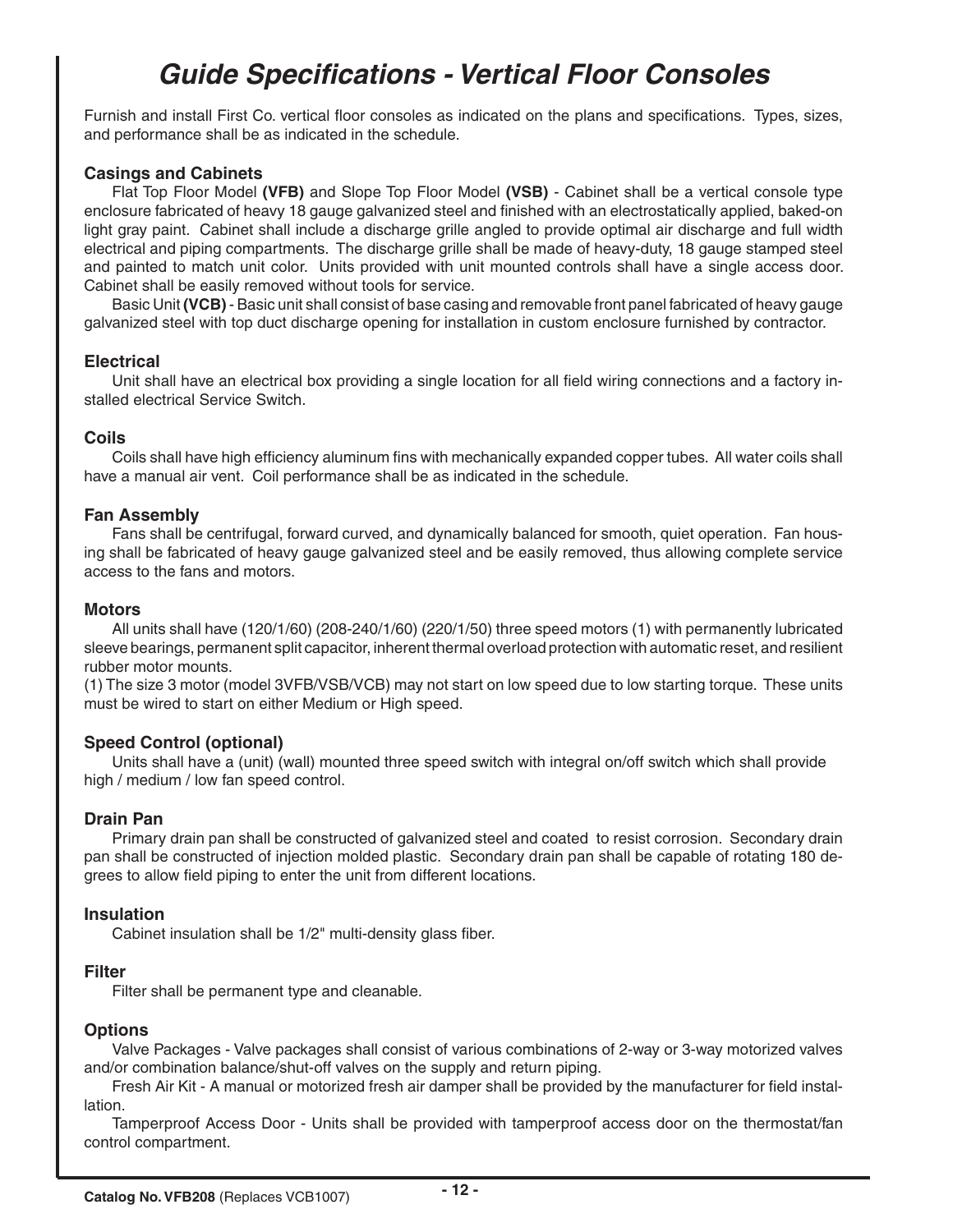# Guide Specifications - Vertical Floor Consoles

Furnish and install First Co. vertical floor consoles as indicated on the plans and specifications. Types, sizes, and performance shall be as indicated in the schedule.

### Casings and Cabinets

Flat Top Floor Model **(VFB)** and Slope Top Floor Model **(VSB)** - Cabinet shall be a vertical console type enclosure fabricated of heavy 18 gauge galvanized steel and finished with an electrostatically applied, baked-on light gray paint. Cabinet shall include a discharge grille angled to provide optimal air discharge and full width electrical and piping compartments. The discharge grille shall be made of heavy-duty, 18 gauge stamped steel and painted to match unit color. Units provided with unit mounted controls shall have a single access door. Cabinet shall be easily removed without tools for service.

Basic Unit **(VCB)** - Basic unit shall consist of base casing and removable front panel fabricated of heavy gauge galvanized steel with top duct discharge opening for installation in custom enclosure furnished by contractor.

### Electrical

Unit shall have an electrical box providing a single location for all field wiring connections and a factory installed electrical Service Switch.

### Coils

Coils shall have high efficiency aluminum fins with mechanically expanded copper tubes. All water coils shall have a manual air vent. Coil performance shall be as indicated in the schedule.

### Fan Assembly

Fans shall be centrifugal, forward curved, and dynamically balanced for smooth, quiet operation. Fan housing shall be fabricated of heavy gauge galvanized steel and be easily removed, thus allowing complete service access to the fans and motors.

### Motors

All units shall have (120/1/60) (208-240/1/60) (220/1/50) three speed motors (1) with permanently lubricated sleeve bearings, permanent split capacitor, inherent thermal overload protection with automatic reset, and resilient rubber motor mounts.

(1) The size 3 motor (model 3VFB/VSB/VCB) may not start on low speed due to low starting torque. These units must be wired to start on either Medium or High speed.

### Speed Control (optional)

Units shall have a (unit) (wall) mounted three speed switch with integral on/off switch which shall provide high / medium / low fan speed control.

### Drain Pan

Primary drain pan shall be constructed of galvanized steel and coated to resist corrosion. Secondary drain pan shall be constructed of injection molded plastic. Secondary drain pan shall be capable of rotating 180 degrees to allow field piping to enter the unit from different locations.

### Insulation

Cabinet insulation shall be 1/2" multi-density glass fiber.

### Filter

Filter shall be permanent type and cleanable.

### Options

Valve Packages - Valve packages shall consist of various combinations of 2-way or 3-way motorized valves and/or combination balance/shut-off valves on the supply and return piping.

Fresh Air Kit - A manual or motorized fresh air damper shall be provided by the manufacturer for field installation.

Tamperproof Access Door - Units shall be provided with tamperproof access door on the thermostat/fan control compartment.

**Catalog No. VFB208** (Replaces VCB1007)